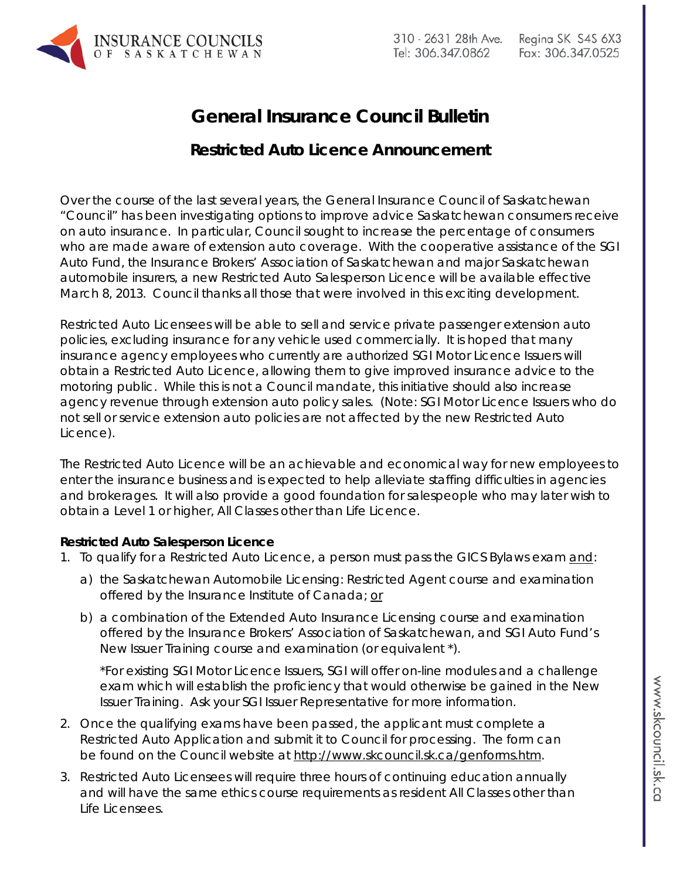INSURANCE COUNCILS OF SASKATCHEWAN

310 - 2631 28th Ave. Regina SK S4S 6X3
Tel: 306.347.0862 Fax: 306.347.0525

# General Insurance Council Bulletin

## Restricted Auto Licence Announcement

Over the course of the last several years, the General Insurance Council of Saskatchewan "Council" has been investigating options to improve advice Saskatchewan consumers receive on auto insurance. In particular, Council sought to increase the percentage of consumers who are made aware of extension auto coverage. With the cooperative assistance of the SGI Auto Fund, the Insurance Brokers' Association of Saskatchewan and major Saskatchewan automobile insurers, a new Restricted Auto Salesperson Licence will be available effective March 8, 2013. Council thanks all those that were involved in this exciting development.

Restricted Auto Licensees will be able to sell and service private passenger extension auto policies, excluding insurance for any vehicle used commercially. It is hoped that many insurance agency employees who currently are authorized SGI Motor Licence Issuers will obtain a Restricted Auto Licence, allowing them to give improved insurance advice to the motoring public. While this is not a Council mandate, this initiative should also increase agency revenue through extension auto policy sales. (Note: SGI Motor Licence Issuers who do not sell or service extension auto policies are not affected by the new Restricted Auto Licence).

The Restricted Auto Licence will be an achievable and economical way for new employees to enter the insurance business and is expected to help alleviate staffing difficulties in agencies and brokerages. It will also provide a good foundation for salespeople who may later wish to obtain a Level 1 or higher, All Classes other than Life Licence.

**Restricted Auto Salesperson Licence**

1. To qualify for a Restricted Auto Licence, a person must pass the GICS Bylaws exam <u>and</u>:
   a) the Saskatchewan Automobile Licensing: Restricted Agent course and examination offered by the Insurance Institute of Canada; <u>or</u>
   b) a combination of the Extended Auto Insurance Licensing course and examination offered by the Insurance Brokers' Association of Saskatchewan, and SGI Auto Fund's New Issuer Training course and examination (or equivalent *).

   *For existing SGI Motor Licence Issuers, SGI will offer on-line modules and a challenge exam which will establish the proficiency that would otherwise be gained in the New Issuer Training. Ask your SGI Issuer Representative for more information.
2. Once the qualifying exams have been passed, the applicant must complete a Restricted Auto Application and submit it to Council for processing. The form can be found on the Council website at http://www.skcouncil.sk.ca/genforms.htm.
3. Restricted Auto Licensees will require three hours of continuing education annually and will have the same ethics course requirements as resident All Classes other than Life Licensees.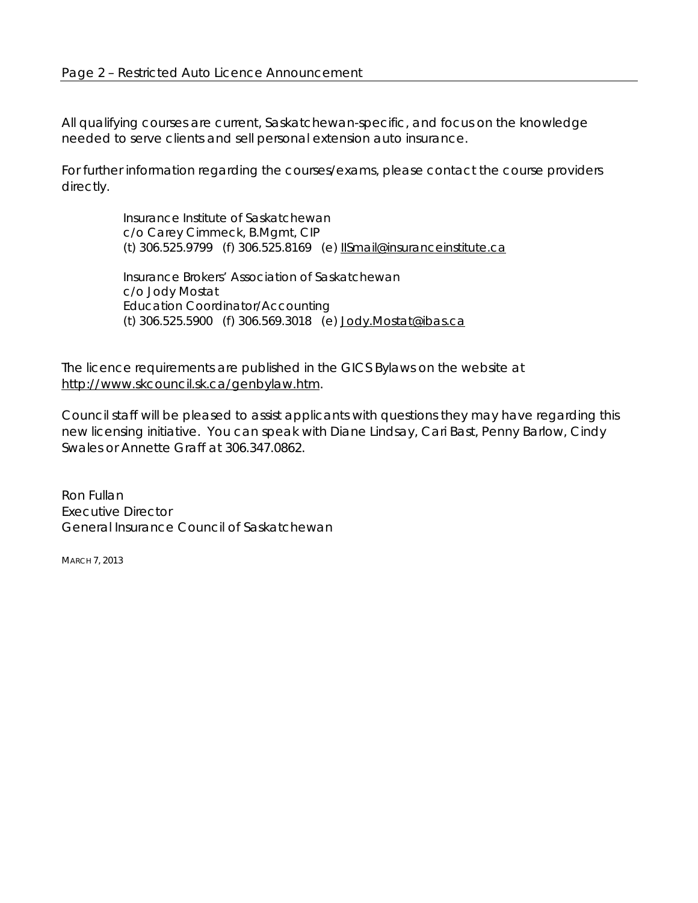All qualifying courses are current, Saskatchewan-specific, and focus on the knowledge needed to serve clients and sell personal extension auto insurance.

For further information regarding the courses/exams, please contact the course providers directly.

Insurance Institute of Saskatchewan
c/o Carey Cimmeck, B.Mgmt, CIP
(t) 306.525.9799 (f) 306.525.8169 (e) IISmail@insuranceinstitute.ca

Insurance Brokers' Association of Saskatchewan
c/o Jody Mostat
Education Coordinator/Accounting
(t) 306.525.5900 (f) 306.569.3018 (e) Jody.Mostat@ibas.ca

The licence requirements are published in the GICS Bylaws on the website at http://www.skcouncil.sk.ca/genbylaw.htm.

Council staff will be pleased to assist applicants with questions they may have regarding this new licensing initiative. You can speak with Diane Lindsay, Cari Bast, Penny Barlow, Cindy Swales or Annette Graff at 306.347.0862.

Ron Fullan
Executive Director
General Insurance Council of Saskatchewan

MARCH 7, 2013